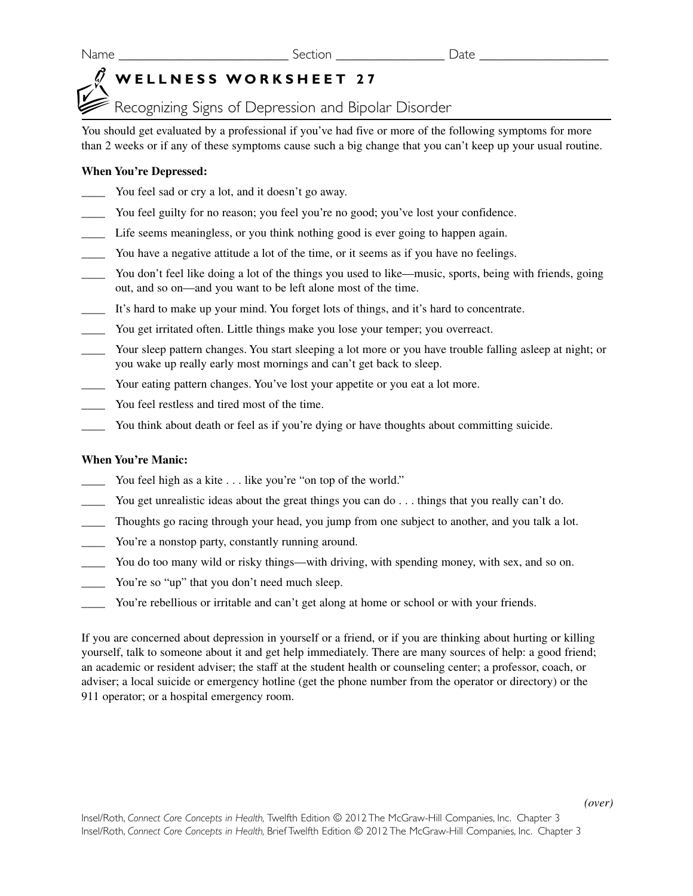Name ________________________ Section ______________ Date _________________

# WELLNESS WORKSHEET 27

## Recognizing Signs of Depression and Bipolar Disorder

You should get evaluated by a professional if you've had five or more of the following symptoms for more than 2 weeks or if any of these symptoms cause such a big change that you can't keep up your usual routine.

**When You're Depressed:**

____ You feel sad or cry a lot, and it doesn't go away.

____ You feel guilty for no reason; you feel you're no good; you've lost your confidence.

____ Life seems meaningless, or you think nothing good is ever going to happen again.

____ You have a negative attitude a lot of the time, or it seems as if you have no feelings.

____ You don't feel like doing a lot of the things you used to like—music, sports, being with friends, going out, and so on—and you want to be left alone most of the time.

____ It's hard to make up your mind. You forget lots of things, and it's hard to concentrate.

____ You get irritated often. Little things make you lose your temper; you overreact.

____ Your sleep pattern changes. You start sleeping a lot more or you have trouble falling asleep at night; or you wake up really early most mornings and can't get back to sleep.

____ Your eating pattern changes. You've lost your appetite or you eat a lot more.

____ You feel restless and tired most of the time.

____ You think about death or feel as if you're dying or have thoughts about committing suicide.

**When You're Manic:**

____ You feel high as a kite . . . like you're "on top of the world."

____ You get unrealistic ideas about the great things you can do . . . things that you really can't do.

____ Thoughts go racing through your head, you jump from one subject to another, and you talk a lot.

____ You're a nonstop party, constantly running around.

____ You do too many wild or risky things—with driving, with spending money, with sex, and so on.

____ You're so "up" that you don't need much sleep.

____ You're rebellious or irritable and can't get along at home or school or with your friends.

If you are concerned about depression in yourself or a friend, or if you are thinking about hurting or killing yourself, talk to someone about it and get help immediately. There are many sources of help: a good friend; an academic or resident adviser; the staff at the student health or counseling center; a professor, coach, or adviser; a local suicide or emergency hotline (get the phone number from the operator or directory) or the 911 operator; or a hospital emergency room.

*(over)*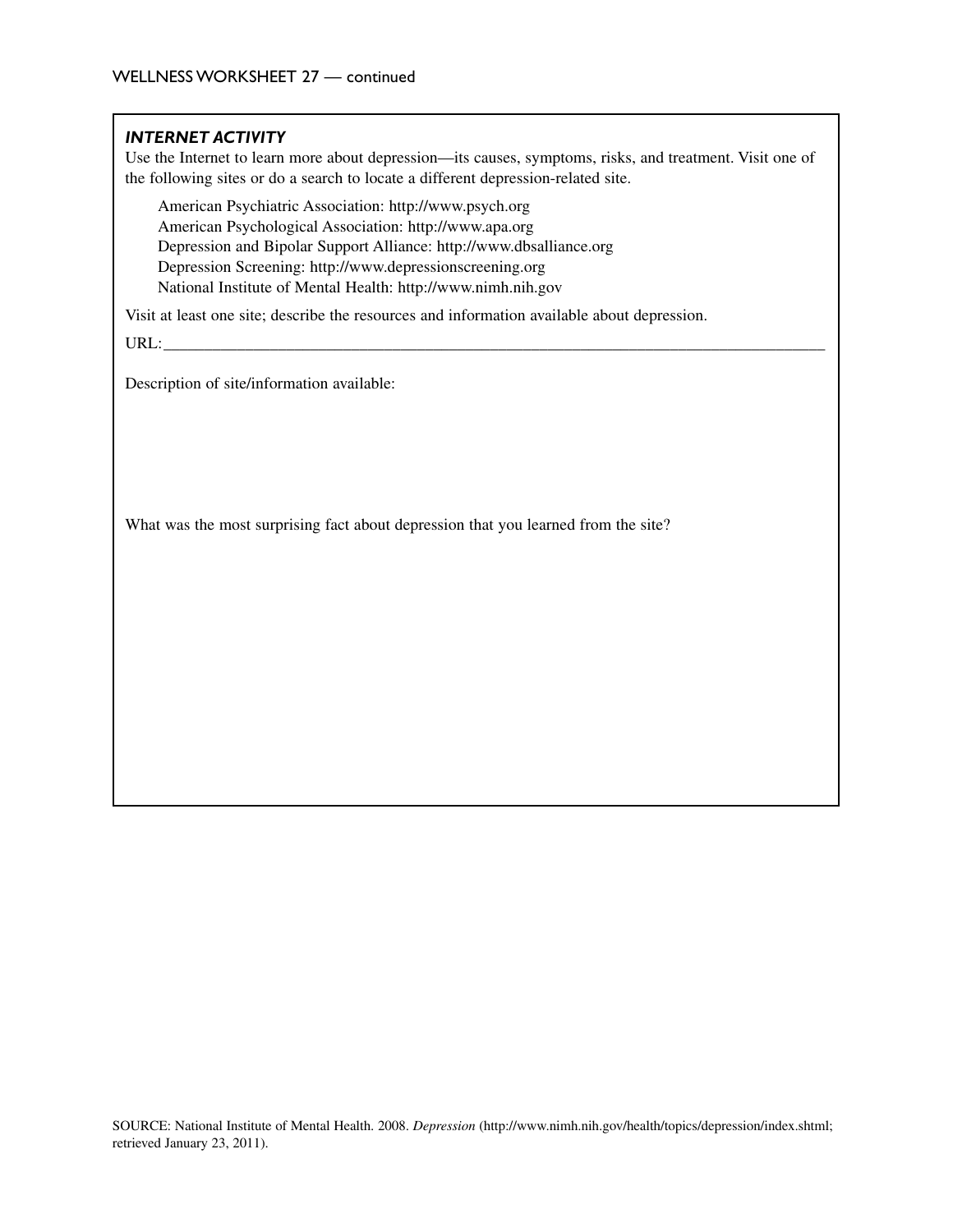WELLNESS WORKSHEET 27 — continued

### *INTERNET ACTIVITY*

Use the Internet to learn more about depression—its causes, symptoms, risks, and treatment. Visit one of the following sites or do a search to locate a different depression-related site.

American Psychiatric Association: http://www.psych.org
American Psychological Association: http://www.apa.org
Depression and Bipolar Support Alliance: http://www.dbsalliance.org
Depression Screening: http://www.depressionscreening.org
National Institute of Mental Health: http://www.nimh.nih.gov

Visit at least one site; describe the resources and information available about depression.

URL:\_\_\_\_\_\_\_\_\_\_\_\_\_\_\_\_\_\_\_\_\_\_\_\_\_\_\_\_\_\_\_\_\_\_\_\_\_\_\_\_\_\_\_\_\_\_\_\_\_\_\_\_\_\_\_\_\_\_\_\_\_\_\_\_\_\_\_\_\_\_\_\_\_\_\_\_

Description of site/information available:

What was the most surprising fact about depression that you learned from the site?

SOURCE: National Institute of Mental Health. 2008. *Depression* (http://www.nimh.nih.gov/health/topics/depression/index.shtml; retrieved January 23, 2011).